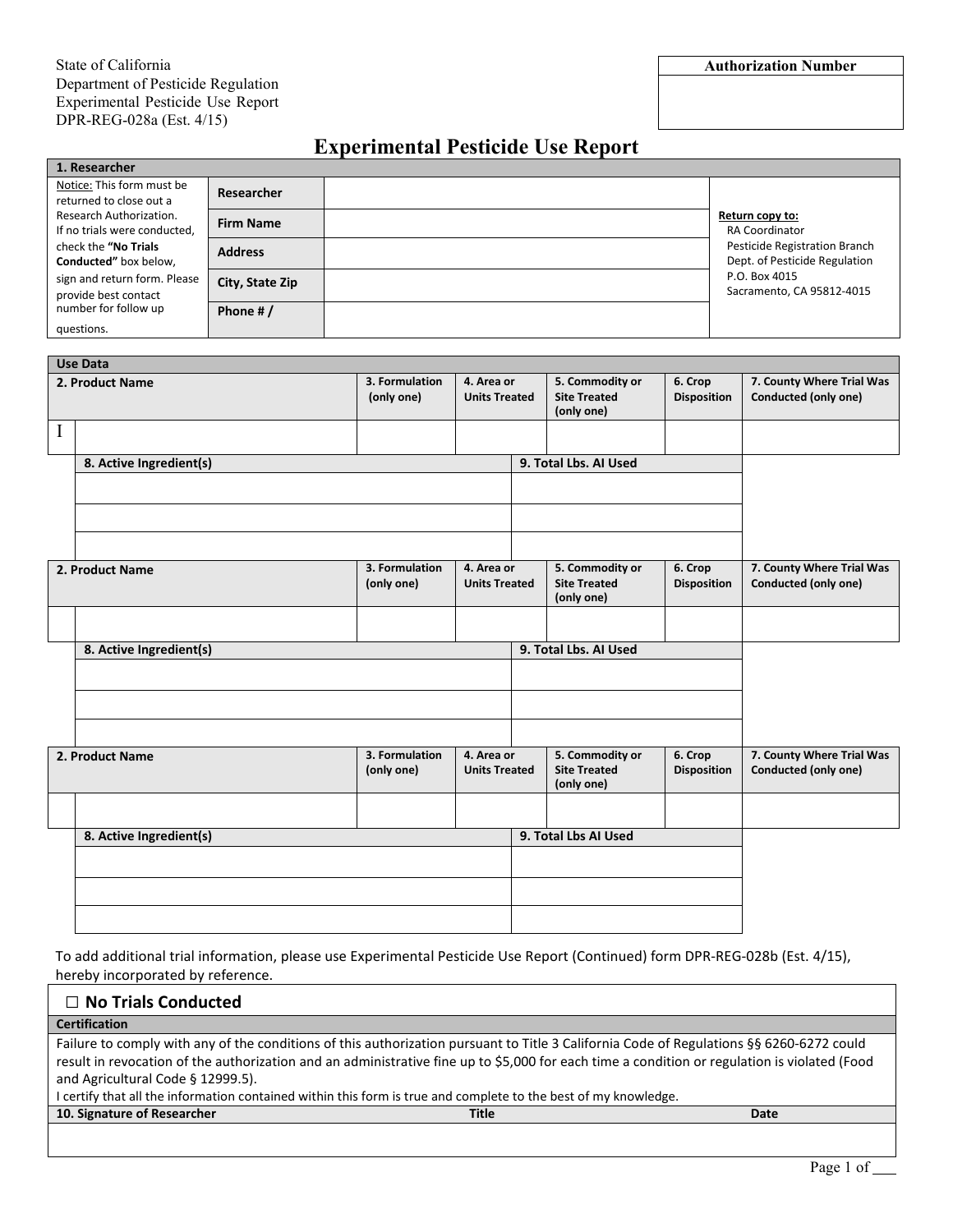State of California
Department of Pesticide Regulation
Experimental Pesticide Use Report
DPR-REG-028a (Est. 4/15)

| Authorization Number |
|---|
| |

# Experimental Pesticide Use Report

| 1. Researcher | | | |
|---|---|---|---|
| Notice: This form must be returned to close out a Research Authorization. If no trials were conducted, check the **"No Trials Conducted"** box below, sign and return form. Please provide best contact number for follow up questions. | **Researcher** | | **Return copy to:** RA Coordinator, Pesticide Registration Branch, Dept. of Pesticide Regulation, P.O. Box 4015, Sacramento, CA 95812-4015 |
| | **Firm Name** | | |
| | **Address** | | |
| | **City, State Zip** | | |
| | **Phone # /** | | |

**Use Data**

| | 2. Product Name | 3. Formulation (only one) | 4. Area or Units Treated | 5. Commodity or Site Treated (only one) | 6. Crop Disposition | 7. County Where Trial Was Conducted (only one) |
|---|---|---|---|---|---|---|
| I | | | | | | |

| 8. Active Ingredient(s) | 9. Total Lbs. AI Used |
|---|---|
| | |
| | |
| | |

| | 2. Product Name | 3. Formulation (only one) | 4. Area or Units Treated | 5. Commodity or Site Treated (only one) | 6. Crop Disposition | 7. County Where Trial Was Conducted (only one) |
|---|---|---|---|---|---|---|
| | | | | | | |

| 8. Active Ingredient(s) | 9. Total Lbs. AI Used |
|---|---|
| | |
| | |
| | |

| | 2. Product Name | 3. Formulation (only one) | 4. Area or Units Treated | 5. Commodity or Site Treated (only one) | 6. Crop Disposition | 7. County Where Trial Was Conducted (only one) |
|---|---|---|---|---|---|---|
| | | | | | | |

| 8. Active Ingredient(s) | 9. Total Lbs AI Used |
|---|---|
| | |
| | |
| | |

To add additional trial information, please use Experimental Pesticide Use Report (Continued) form DPR-REG-028b (Est. 4/15), hereby incorporated by reference.

☐ **No Trials Conducted**

**Certification**

Failure to comply with any of the conditions of this authorization pursuant to Title 3 California Code of Regulations §§ 6260-6272 could result in revocation of the authorization and an administrative fine up to $5,000 for each time a condition or regulation is violated (Food and Agricultural Code § 12999.5).

I certify that all the information contained within this form is true and complete to the best of my knowledge.

| 10. Signature of Researcher | Title | Date |
|---|---|---|
| | | |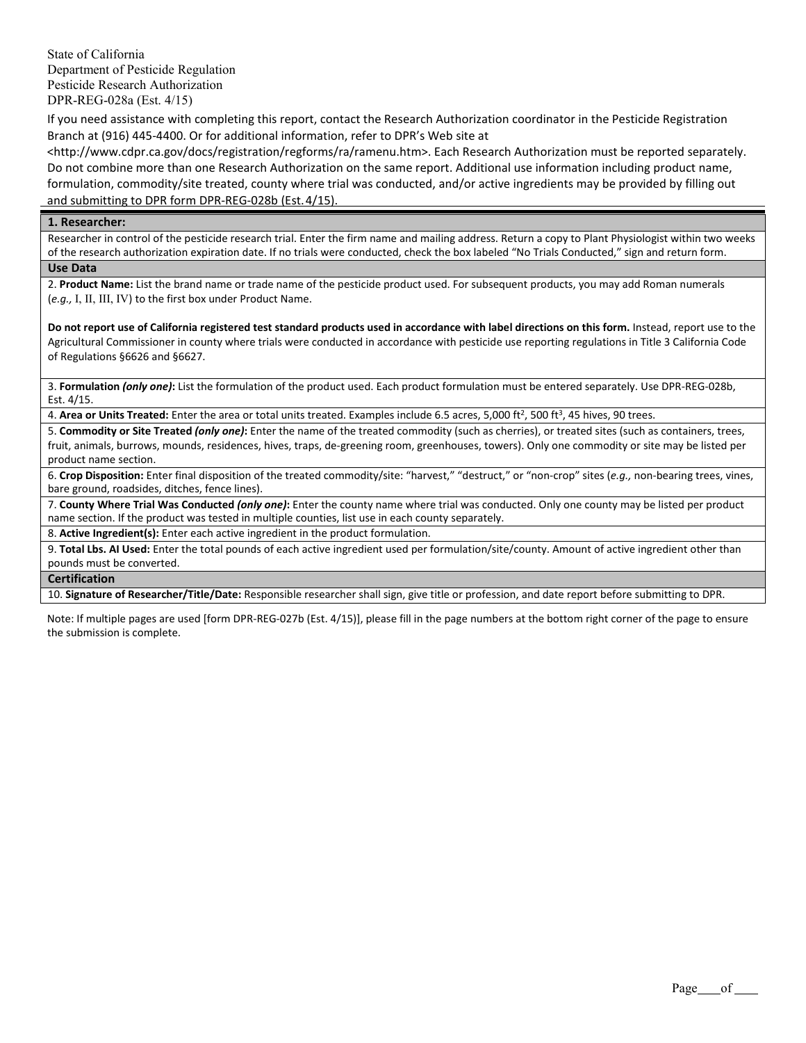State of California
Department of Pesticide Regulation
Pesticide Research Authorization
DPR-REG-028a (Est. 4/15)

If you need assistance with completing this report, contact the Research Authorization coordinator in the Pesticide Registration Branch at (916) 445-4400. Or for additional information, refer to DPR's Web site at <http://www.cdpr.ca.gov/docs/registration/regforms/ra/ramenu.htm>. Each Research Authorization must be reported separately. Do not combine more than one Research Authorization on the same report. Additional use information including product name, formulation, commodity/site treated, county where trial was conducted, and/or active ingredients may be provided by filling out and submitting to DPR form DPR-REG-028b (Est. 4/15).

## 1. Researcher:

Researcher in control of the pesticide research trial. Enter the firm name and mailing address. Return a copy to Plant Physiologist within two weeks of the research authorization expiration date. If no trials were conducted, check the box labeled "No Trials Conducted," sign and return form.

## Use Data

2. **Product Name:** List the brand name or trade name of the pesticide product used. For subsequent products, you may add Roman numerals (*e.g.,* I, II, III, IV) to the first box under Product Name.

**Do not report use of California registered test standard products used in accordance with label directions on this form.** Instead, report use to the Agricultural Commissioner in county where trials were conducted in accordance with pesticide use reporting regulations in Title 3 California Code of Regulations §6626 and §6627.

3. **Formulation *(only one)*:** List the formulation of the product used. Each product formulation must be entered separately. Use DPR-REG-028b, Est. 4/15.

4. **Area or Units Treated:** Enter the area or total units treated. Examples include 6.5 acres, 5,000 ft$^2$, 500 ft$^3$, 45 hives, 90 trees.

5. **Commodity or Site Treated *(only one)*:** Enter the name of the treated commodity (such as cherries), or treated sites (such as containers, trees, fruit, animals, burrows, mounds, residences, hives, traps, de-greening room, greenhouses, towers). Only one commodity or site may be listed per product name section.

6. **Crop Disposition:** Enter final disposition of the treated commodity/site: "harvest," "destruct," or "non-crop" sites (*e.g.,* non-bearing trees, vines, bare ground, roadsides, ditches, fence lines).

7. **County Where Trial Was Conducted *(only one)*:** Enter the county name where trial was conducted. Only one county may be listed per product name section. If the product was tested in multiple counties, list use in each county separately.

8. **Active Ingredient(s):** Enter each active ingredient in the product formulation.

9. **Total Lbs. AI Used:** Enter the total pounds of each active ingredient used per formulation/site/county. Amount of active ingredient other than pounds must be converted.

## Certification

10. **Signature of Researcher/Title/Date:** Responsible researcher shall sign, give title or profession, and date report before submitting to DPR.

Note: If multiple pages are used [form DPR-REG-027b (Est. 4/15)], please fill in the page numbers at the bottom right corner of the page to ensure the submission is complete.